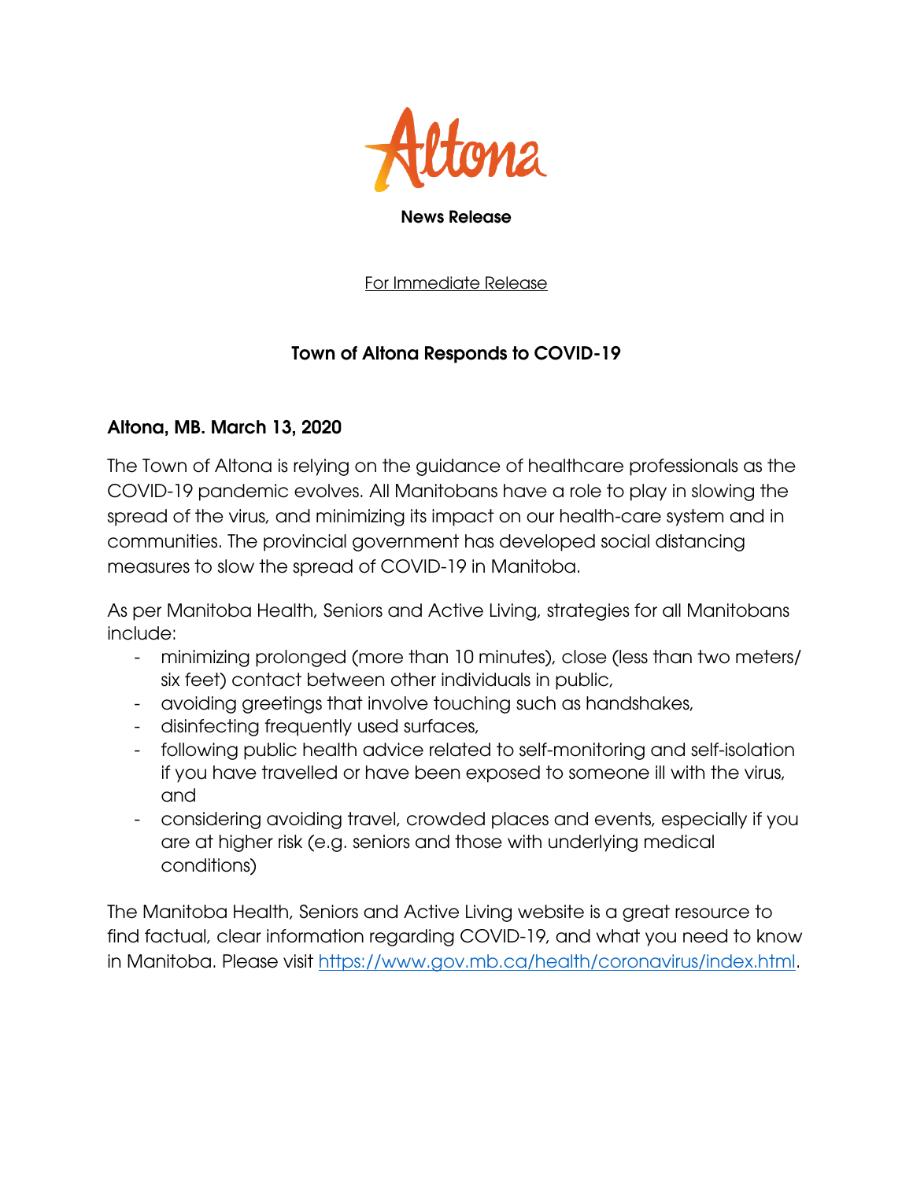Altona

**News Release**

For Immediate Release

# Town of Altona Responds to COVID-19

**Altona, MB. March 13, 2020**

The Town of Altona is relying on the guidance of healthcare professionals as the COVID-19 pandemic evolves. All Manitobans have a role to play in slowing the spread of the virus, and minimizing its impact on our health-care system and in communities. The provincial government has developed social distancing measures to slow the spread of COVID-19 in Manitoba.

As per Manitoba Health, Seniors and Active Living, strategies for all Manitobans include:

- minimizing prolonged (more than 10 minutes), close (less than two meters/ six feet) contact between other individuals in public,
- avoiding greetings that involve touching such as handshakes,
- disinfecting frequently used surfaces,
- following public health advice related to self-monitoring and self-isolation if you have travelled or have been exposed to someone ill with the virus, and
- considering avoiding travel, crowded places and events, especially if you are at higher risk (e.g. seniors and those with underlying medical conditions)

The Manitoba Health, Seniors and Active Living website is a great resource to find factual, clear information regarding COVID-19, and what you need to know in Manitoba. Please visit https://www.gov.mb.ca/health/coronavirus/index.html.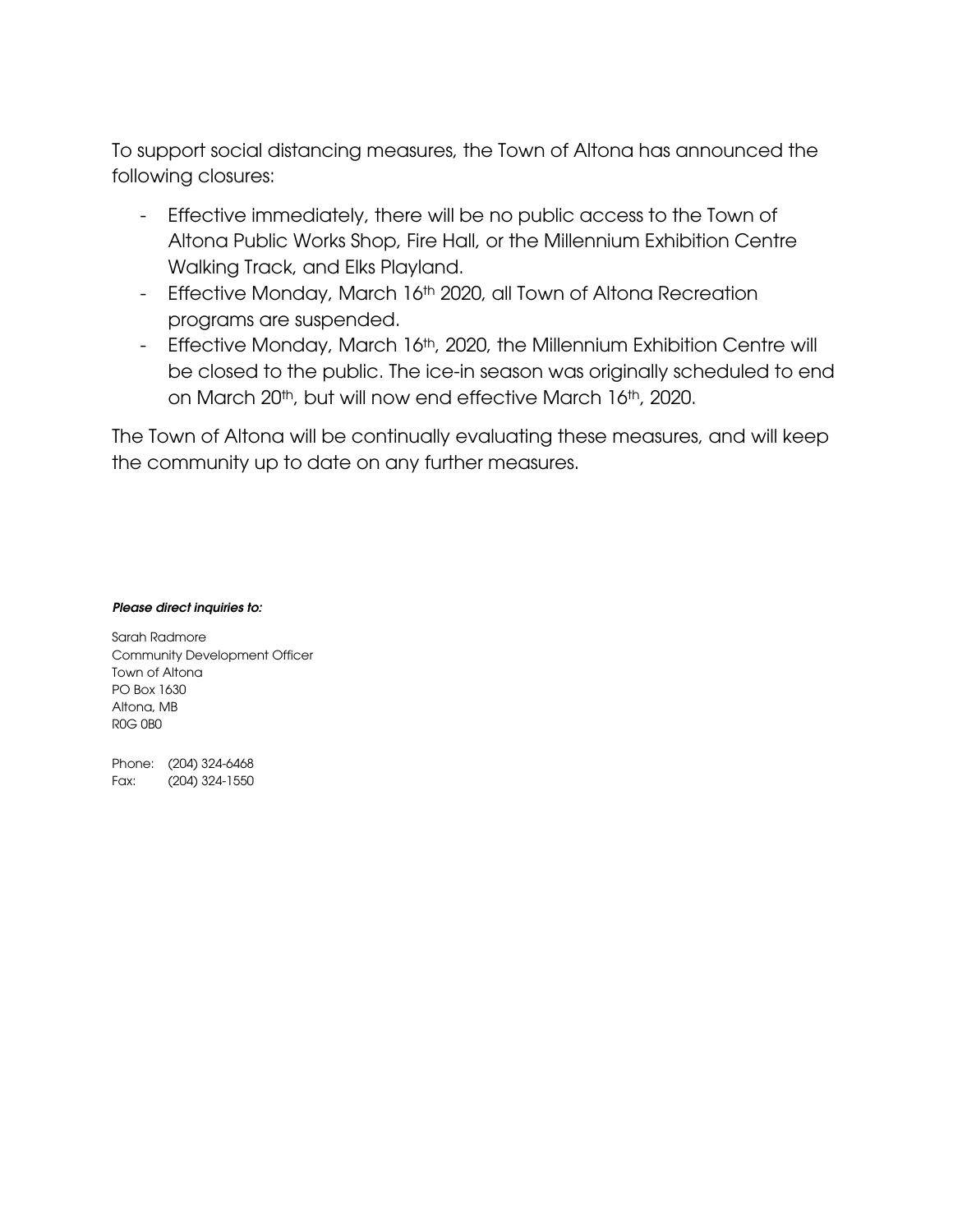To support social distancing measures, the Town of Altona has announced the following closures:

- Effective immediately, there will be no public access to the Town of Altona Public Works Shop, Fire Hall, or the Millennium Exhibition Centre Walking Track, and Elks Playland.
- Effective Monday, March 16th 2020, all Town of Altona Recreation programs are suspended.
- Effective Monday, March 16th, 2020, the Millennium Exhibition Centre will be closed to the public. The ice-in season was originally scheduled to end on March 20th, but will now end effective March 16th, 2020.

The Town of Altona will be continually evaluating these measures, and will keep the community up to date on any further measures.

***Please direct inquiries to:***

Sarah Radmore
Community Development Officer
Town of Altona
PO Box 1630
Altona, MB
R0G 0B0

Phone: (204) 324-6468
Fax: (204) 324-1550